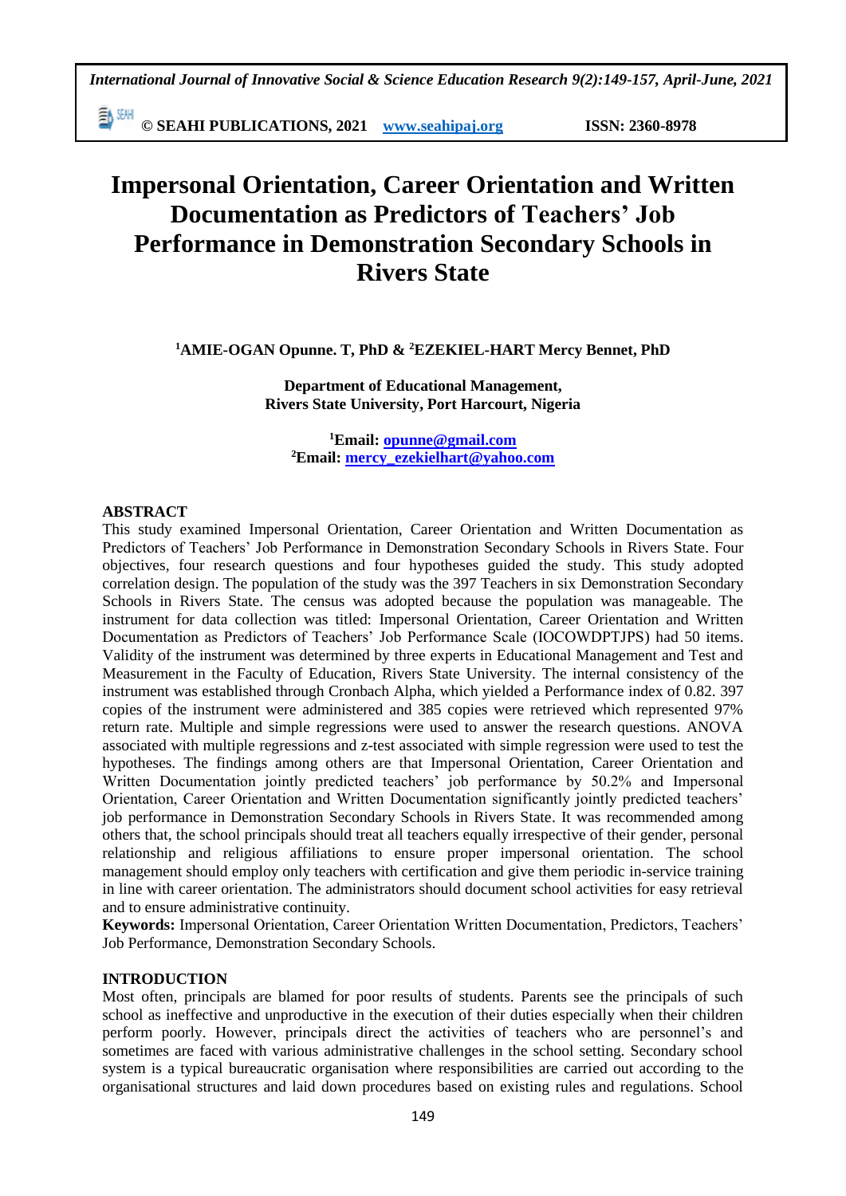# Impersonal Orientation, Career Orientation and Written Documentation as Predictors of Teachers' Job Performance in Demonstration Secondary Schools in Rivers State

**[1]AMIE-OGAN Opunne. T, PhD & [2]EZEKIEL-HART Mercy Bennet, PhD**

**Department of Educational Management,**
**Rivers State University, Port Harcourt, Nigeria**

**[1]Email: opunne@gmail.com**
**[2]Email: mercy_ezekielhart@yahoo.com**

## ABSTRACT

This study examined Impersonal Orientation, Career Orientation and Written Documentation as Predictors of Teachers' Job Performance in Demonstration Secondary Schools in Rivers State. Four objectives, four research questions and four hypotheses guided the study. This study adopted correlation design. The population of the study was the 397 Teachers in six Demonstration Secondary Schools in Rivers State. The census was adopted because the population was manageable. The instrument for data collection was titled: Impersonal Orientation, Career Orientation and Written Documentation as Predictors of Teachers' Job Performance Scale (IOCOWDPTJPS) had 50 items. Validity of the instrument was determined by three experts in Educational Management and Test and Measurement in the Faculty of Education, Rivers State University. The internal consistency of the instrument was established through Cronbach Alpha, which yielded a Performance index of 0.82. 397 copies of the instrument were administered and 385 copies were retrieved which represented 97% return rate. Multiple and simple regressions were used to answer the research questions. ANOVA associated with multiple regressions and z-test associated with simple regression were used to test the hypotheses. The findings among others are that Impersonal Orientation, Career Orientation and Written Documentation jointly predicted teachers' job performance by 50.2% and Impersonal Orientation, Career Orientation and Written Documentation significantly jointly predicted teachers' job performance in Demonstration Secondary Schools in Rivers State. It was recommended among others that, the school principals should treat all teachers equally irrespective of their gender, personal relationship and religious affiliations to ensure proper impersonal orientation. The school management should employ only teachers with certification and give them periodic in-service training in line with career orientation. The administrators should document school activities for easy retrieval and to ensure administrative continuity.

**Keywords:** Impersonal Orientation, Career Orientation Written Documentation, Predictors, Teachers' Job Performance, Demonstration Secondary Schools.

## INTRODUCTION

Most often, principals are blamed for poor results of students. Parents see the principals of such school as ineffective and unproductive in the execution of their duties especially when their children perform poorly. However, principals direct the activities of teachers who are personnel's and sometimes are faced with various administrative challenges in the school setting. Secondary school system is a typical bureaucratic organisation where responsibilities are carried out according to the organisational structures and laid down procedures based on existing rules and regulations. School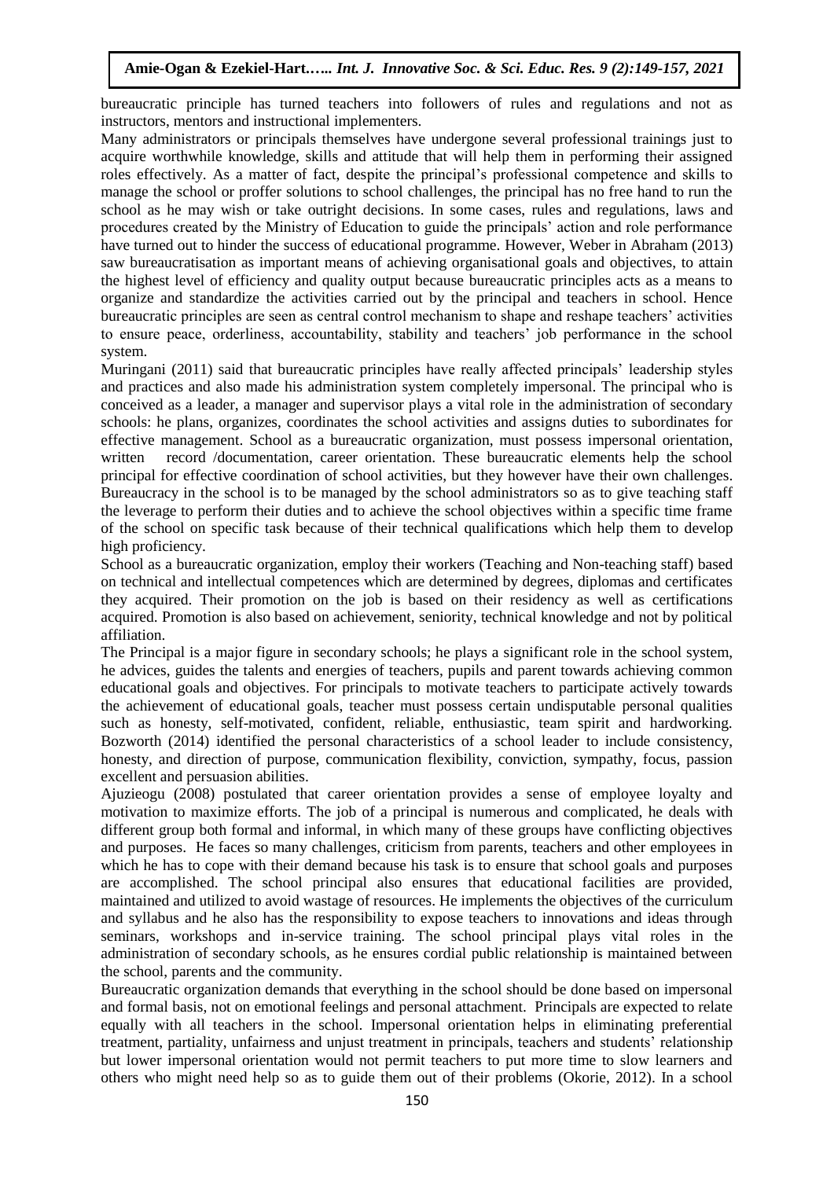bureaucratic principle has turned teachers into followers of rules and regulations and not as instructors, mentors and instructional implementers.

Many administrators or principals themselves have undergone several professional trainings just to acquire worthwhile knowledge, skills and attitude that will help them in performing their assigned roles effectively. As a matter of fact, despite the principal's professional competence and skills to manage the school or proffer solutions to school challenges, the principal has no free hand to run the school as he may wish or take outright decisions. In some cases, rules and regulations, laws and procedures created by the Ministry of Education to guide the principals' action and role performance have turned out to hinder the success of educational programme. However, Weber in Abraham (2013) saw bureaucratisation as important means of achieving organisational goals and objectives, to attain the highest level of efficiency and quality output because bureaucratic principles acts as a means to organize and standardize the activities carried out by the principal and teachers in school. Hence bureaucratic principles are seen as central control mechanism to shape and reshape teachers' activities to ensure peace, orderliness, accountability, stability and teachers' job performance in the school system.

Muringani (2011) said that bureaucratic principles have really affected principals' leadership styles and practices and also made his administration system completely impersonal. The principal who is conceived as a leader, a manager and supervisor plays a vital role in the administration of secondary schools: he plans, organizes, coordinates the school activities and assigns duties to subordinates for effective management. School as a bureaucratic organization, must possess impersonal orientation, written record /documentation, career orientation. These bureaucratic elements help the school principal for effective coordination of school activities, but they however have their own challenges. Bureaucracy in the school is to be managed by the school administrators so as to give teaching staff the leverage to perform their duties and to achieve the school objectives within a specific time frame of the school on specific task because of their technical qualifications which help them to develop high proficiency.

School as a bureaucratic organization, employ their workers (Teaching and Non-teaching staff) based on technical and intellectual competences which are determined by degrees, diplomas and certificates they acquired. Their promotion on the job is based on their residency as well as certifications acquired. Promotion is also based on achievement, seniority, technical knowledge and not by political affiliation.

The Principal is a major figure in secondary schools; he plays a significant role in the school system, he advices, guides the talents and energies of teachers, pupils and parent towards achieving common educational goals and objectives. For principals to motivate teachers to participate actively towards the achievement of educational goals, teacher must possess certain undisputable personal qualities such as honesty, self-motivated, confident, reliable, enthusiastic, team spirit and hardworking. Bozworth (2014) identified the personal characteristics of a school leader to include consistency, honesty, and direction of purpose, communication flexibility, conviction, sympathy, focus, passion excellent and persuasion abilities.

Ajuzieogu (2008) postulated that career orientation provides a sense of employee loyalty and motivation to maximize efforts. The job of a principal is numerous and complicated, he deals with different group both formal and informal, in which many of these groups have conflicting objectives and purposes. He faces so many challenges, criticism from parents, teachers and other employees in which he has to cope with their demand because his task is to ensure that school goals and purposes are accomplished. The school principal also ensures that educational facilities are provided, maintained and utilized to avoid wastage of resources. He implements the objectives of the curriculum and syllabus and he also has the responsibility to expose teachers to innovations and ideas through seminars, workshops and in-service training. The school principal plays vital roles in the administration of secondary schools, as he ensures cordial public relationship is maintained between the school, parents and the community.

Bureaucratic organization demands that everything in the school should be done based on impersonal and formal basis, not on emotional feelings and personal attachment. Principals are expected to relate equally with all teachers in the school. Impersonal orientation helps in eliminating preferential treatment, partiality, unfairness and unjust treatment in principals, teachers and students' relationship but lower impersonal orientation would not permit teachers to put more time to slow learners and others who might need help so as to guide them out of their problems (Okorie, 2012). In a school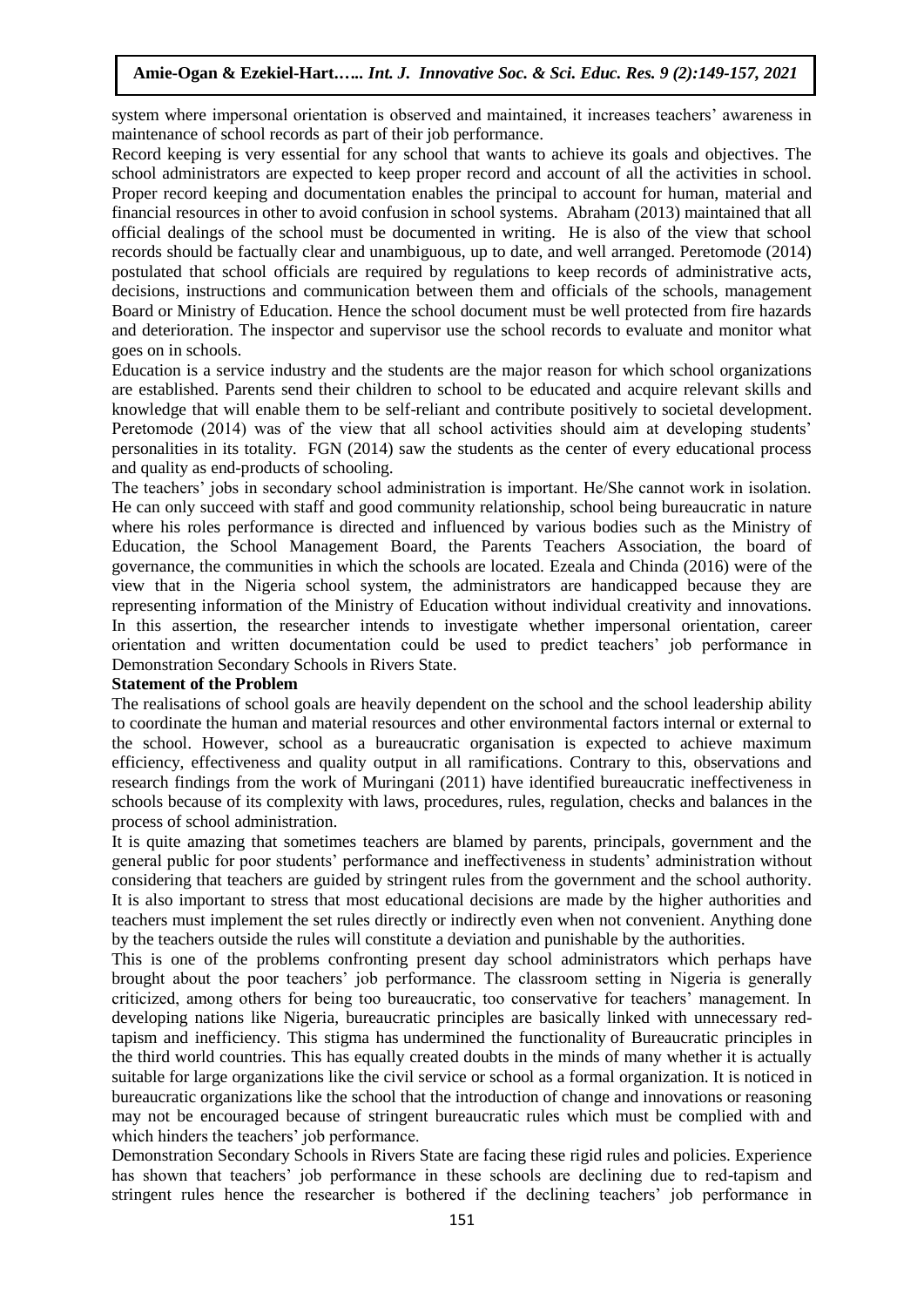system where impersonal orientation is observed and maintained, it increases teachers' awareness in maintenance of school records as part of their job performance.

Record keeping is very essential for any school that wants to achieve its goals and objectives. The school administrators are expected to keep proper record and account of all the activities in school. Proper record keeping and documentation enables the principal to account for human, material and financial resources in other to avoid confusion in school systems. Abraham (2013) maintained that all official dealings of the school must be documented in writing. He is also of the view that school records should be factually clear and unambiguous, up to date, and well arranged. Peretomode (2014) postulated that school officials are required by regulations to keep records of administrative acts, decisions, instructions and communication between them and officials of the schools, management Board or Ministry of Education. Hence the school document must be well protected from fire hazards and deterioration. The inspector and supervisor use the school records to evaluate and monitor what goes on in schools.

Education is a service industry and the students are the major reason for which school organizations are established. Parents send their children to school to be educated and acquire relevant skills and knowledge that will enable them to be self-reliant and contribute positively to societal development. Peretomode (2014) was of the view that all school activities should aim at developing students' personalities in its totality. FGN (2014) saw the students as the center of every educational process and quality as end-products of schooling.

The teachers' jobs in secondary school administration is important. He/She cannot work in isolation. He can only succeed with staff and good community relationship, school being bureaucratic in nature where his roles performance is directed and influenced by various bodies such as the Ministry of Education, the School Management Board, the Parents Teachers Association, the board of governance, the communities in which the schools are located. Ezeala and Chinda (2016) were of the view that in the Nigeria school system, the administrators are handicapped because they are representing information of the Ministry of Education without individual creativity and innovations. In this assertion, the researcher intends to investigate whether impersonal orientation, career orientation and written documentation could be used to predict teachers' job performance in Demonstration Secondary Schools in Rivers State.

**Statement of the Problem**

The realisations of school goals are heavily dependent on the school and the school leadership ability to coordinate the human and material resources and other environmental factors internal or external to the school. However, school as a bureaucratic organisation is expected to achieve maximum efficiency, effectiveness and quality output in all ramifications. Contrary to this, observations and research findings from the work of Muringani (2011) have identified bureaucratic ineffectiveness in schools because of its complexity with laws, procedures, rules, regulation, checks and balances in the process of school administration.

It is quite amazing that sometimes teachers are blamed by parents, principals, government and the general public for poor students' performance and ineffectiveness in students' administration without considering that teachers are guided by stringent rules from the government and the school authority. It is also important to stress that most educational decisions are made by the higher authorities and teachers must implement the set rules directly or indirectly even when not convenient. Anything done by the teachers outside the rules will constitute a deviation and punishable by the authorities.

This is one of the problems confronting present day school administrators which perhaps have brought about the poor teachers' job performance. The classroom setting in Nigeria is generally criticized, among others for being too bureaucratic, too conservative for teachers' management. In developing nations like Nigeria, bureaucratic principles are basically linked with unnecessary red-tapism and inefficiency. This stigma has undermined the functionality of Bureaucratic principles in the third world countries. This has equally created doubts in the minds of many whether it is actually suitable for large organizations like the civil service or school as a formal organization. It is noticed in bureaucratic organizations like the school that the introduction of change and innovations or reasoning may not be encouraged because of stringent bureaucratic rules which must be complied with and which hinders the teachers' job performance.

Demonstration Secondary Schools in Rivers State are facing these rigid rules and policies. Experience has shown that teachers' job performance in these schools are declining due to red-tapism and stringent rules hence the researcher is bothered if the declining teachers' job performance in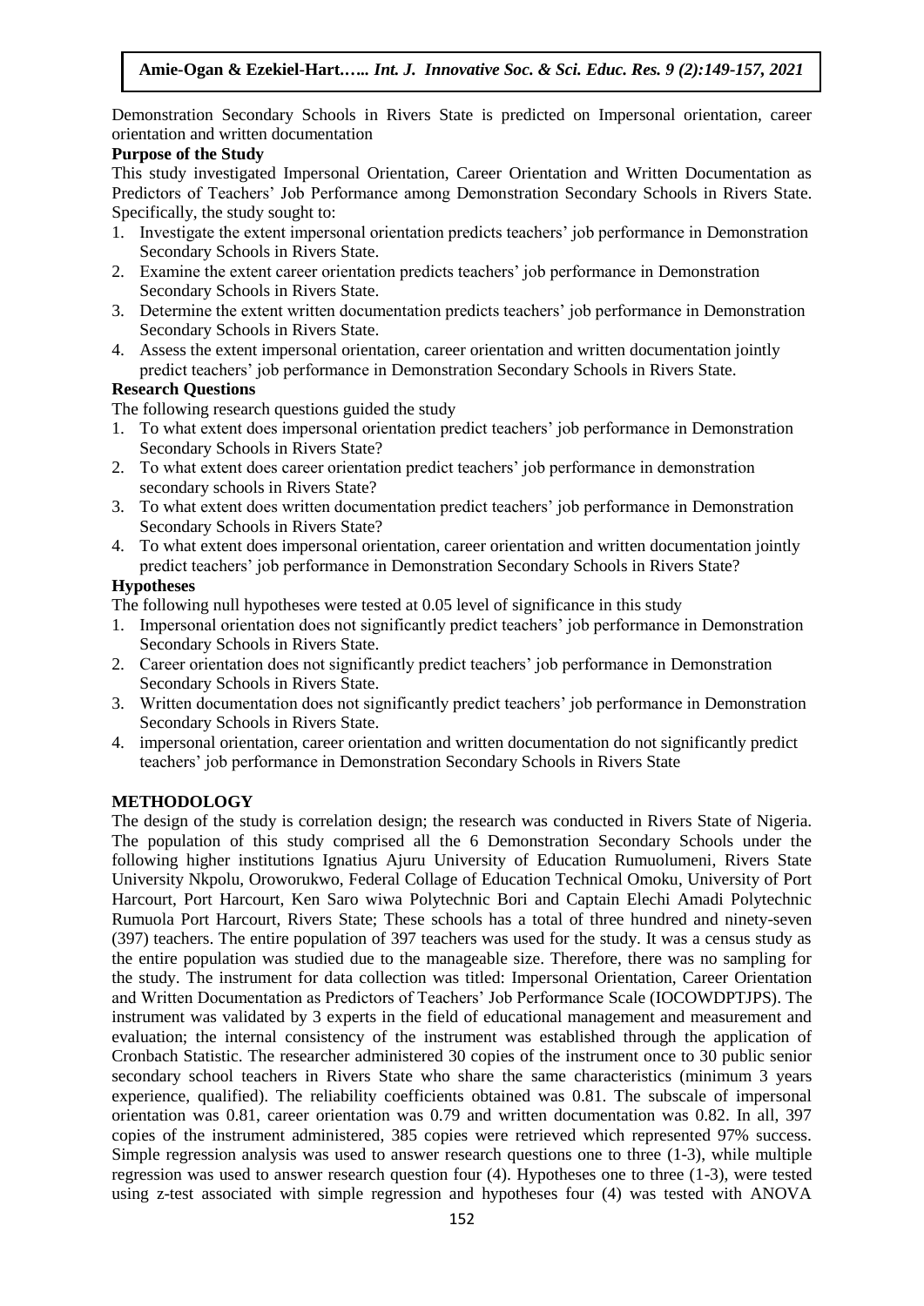Demonstration Secondary Schools in Rivers State is predicted on Impersonal orientation, career orientation and written documentation

### Purpose of the Study

This study investigated Impersonal Orientation, Career Orientation and Written Documentation as Predictors of Teachers' Job Performance among Demonstration Secondary Schools in Rivers State. Specifically, the study sought to:

1. Investigate the extent impersonal orientation predicts teachers' job performance in Demonstration Secondary Schools in Rivers State.
2. Examine the extent career orientation predicts teachers' job performance in Demonstration Secondary Schools in Rivers State.
3. Determine the extent written documentation predicts teachers' job performance in Demonstration Secondary Schools in Rivers State.
4. Assess the extent impersonal orientation, career orientation and written documentation jointly predict teachers' job performance in Demonstration Secondary Schools in Rivers State.

### Research Questions

The following research questions guided the study

1. To what extent does impersonal orientation predict teachers' job performance in Demonstration Secondary Schools in Rivers State?
2. To what extent does career orientation predict teachers' job performance in demonstration secondary schools in Rivers State?
3. To what extent does written documentation predict teachers' job performance in Demonstration Secondary Schools in Rivers State?
4. To what extent does impersonal orientation, career orientation and written documentation jointly predict teachers' job performance in Demonstration Secondary Schools in Rivers State?

### Hypotheses

The following null hypotheses were tested at 0.05 level of significance in this study

1. Impersonal orientation does not significantly predict teachers' job performance in Demonstration Secondary Schools in Rivers State.
2. Career orientation does not significantly predict teachers' job performance in Demonstration Secondary Schools in Rivers State.
3. Written documentation does not significantly predict teachers' job performance in Demonstration Secondary Schools in Rivers State.
4. impersonal orientation, career orientation and written documentation do not significantly predict teachers' job performance in Demonstration Secondary Schools in Rivers State

## METHODOLOGY

The design of the study is correlation design; the research was conducted in Rivers State of Nigeria. The population of this study comprised all the 6 Demonstration Secondary Schools under the following higher institutions Ignatius Ajuru University of Education Rumuolumeni, Rivers State University Nkpolu, Oroworukwo, Federal Collage of Education Technical Omoku, University of Port Harcourt, Port Harcourt, Ken Saro wiwa Polytechnic Bori and Captain Elechi Amadi Polytechnic Rumuola Port Harcourt, Rivers State; These schools has a total of three hundred and ninety-seven (397) teachers. The entire population of 397 teachers was used for the study. It was a census study as the entire population was studied due to the manageable size. Therefore, there was no sampling for the study. The instrument for data collection was titled: Impersonal Orientation, Career Orientation and Written Documentation as Predictors of Teachers' Job Performance Scale (IOCOWDPTJPS). The instrument was validated by 3 experts in the field of educational management and measurement and evaluation; the internal consistency of the instrument was established through the application of Cronbach Statistic. The researcher administered 30 copies of the instrument once to 30 public senior secondary school teachers in Rivers State who share the same characteristics (minimum 3 years experience, qualified). The reliability coefficients obtained was 0.81. The subscale of impersonal orientation was 0.81, career orientation was 0.79 and written documentation was 0.82. In all, 397 copies of the instrument administered, 385 copies were retrieved which represented 97% success. Simple regression analysis was used to answer research questions one to three (1-3), while multiple regression was used to answer research question four (4). Hypotheses one to three (1-3), were tested using z-test associated with simple regression and hypotheses four (4) was tested with ANOVA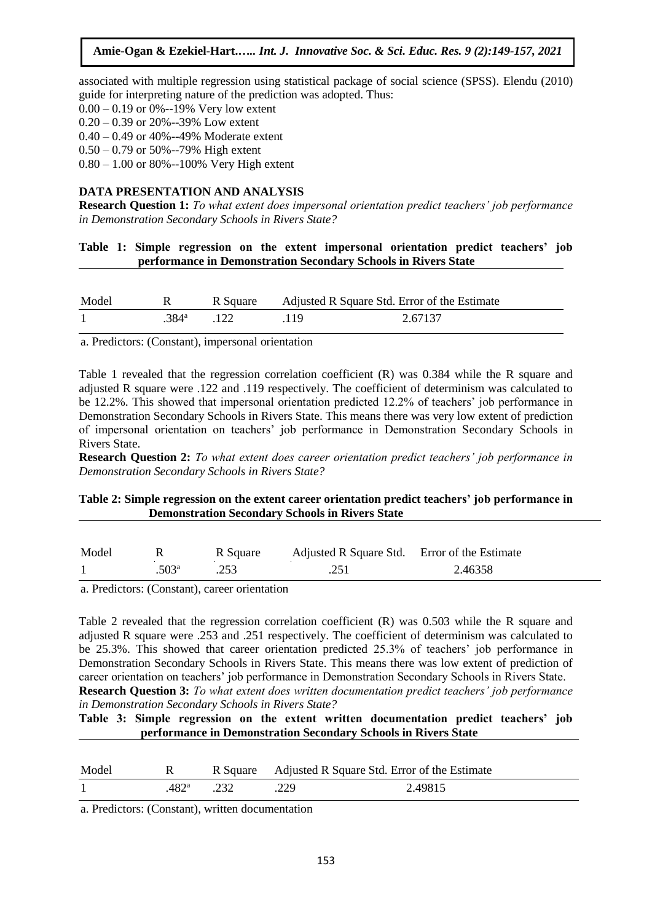associated with multiple regression using statistical package of social science (SPSS). Elendu (2010) guide for interpreting nature of the prediction was adopted. Thus:

0.00 – 0.19 or 0%--19% Very low extent
0.20 – 0.39 or 20%--39% Low extent
0.40 – 0.49 or 40%--49% Moderate extent
0.50 – 0.79 or 50%--79% High extent
0.80 – 1.00 or 80%--100% Very High extent

## DATA PRESENTATION AND ANALYSIS

**Research Question 1:** *To what extent does impersonal orientation predict teachers' job performance in Demonstration Secondary Schools in Rivers State?*

**Table 1: Simple regression on the extent impersonal orientation predict teachers' job performance in Demonstration Secondary Schools in Rivers State**

| Model | R | R Square | Adjusted R Square | Std. Error of the Estimate |
|---|---|---|---|---|
| 1 | .384[a] | .122 | .119 | 2.67137 |

a. Predictors: (Constant), impersonal orientation

Table 1 revealed that the regression correlation coefficient (R) was 0.384 while the R square and adjusted R square were .122 and .119 respectively. The coefficient of determinism was calculated to be 12.2%. This showed that impersonal orientation predicted 12.2% of teachers' job performance in Demonstration Secondary Schools in Rivers State. This means there was very low extent of prediction of impersonal orientation on teachers' job performance in Demonstration Secondary Schools in Rivers State.

**Research Question 2:** *To what extent does career orientation predict teachers' job performance in Demonstration Secondary Schools in Rivers State?*

**Table 2: Simple regression on the extent career orientation predict teachers' job performance in Demonstration Secondary Schools in Rivers State**

| Model | R | R Square | Adjusted R Square | Std. Error of the Estimate |
|---|---|---|---|---|
| 1 | .503[a] | .253 | .251 | 2.46358 |

a. Predictors: (Constant), career orientation

Table 2 revealed that the regression correlation coefficient (R) was 0.503 while the R square and adjusted R square were .253 and .251 respectively. The coefficient of determinism was calculated to be 25.3%. This showed that career orientation predicted 25.3% of teachers' job performance in Demonstration Secondary Schools in Rivers State. This means there was low extent of prediction of career orientation on teachers' job performance in Demonstration Secondary Schools in Rivers State.

**Research Question 3:** *To what extent does written documentation predict teachers' job performance in Demonstration Secondary Schools in Rivers State?*

**Table 3: Simple regression on the extent written documentation predict teachers' job performance in Demonstration Secondary Schools in Rivers State**

| Model | R | R Square | Adjusted R Square | Std. Error of the Estimate |
|---|---|---|---|---|
| 1 | .482[a] | .232 | .229 | 2.49815 |

a. Predictors: (Constant), written documentation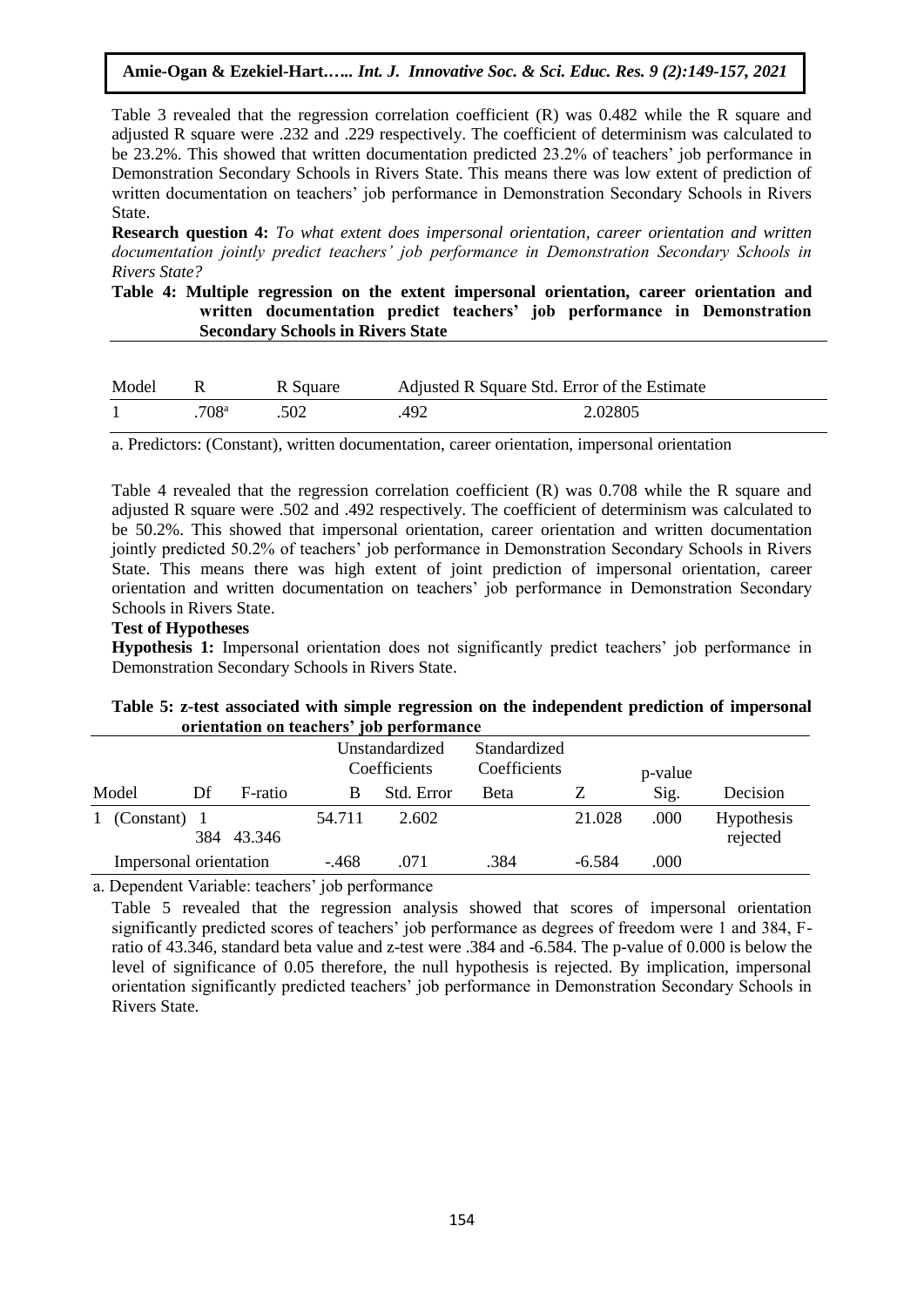Table 3 revealed that the regression correlation coefficient (R) was 0.482 while the R square and adjusted R square were .232 and .229 respectively. The coefficient of determinism was calculated to be 23.2%. This showed that written documentation predicted 23.2% of teachers' job performance in Demonstration Secondary Schools in Rivers State. This means there was low extent of prediction of written documentation on teachers' job performance in Demonstration Secondary Schools in Rivers State.

**Research question 4:** *To what extent does impersonal orientation, career orientation and written documentation jointly predict teachers' job performance in Demonstration Secondary Schools in Rivers State?*

**Table 4: Multiple regression on the extent impersonal orientation, career orientation and written documentation predict teachers' job performance in Demonstration Secondary Schools in Rivers State**

| Model | R | R Square | Adjusted R Square | Std. Error of the Estimate |
|---|---|---|---|---|
| 1 | .708[a] | .502 | .492 | 2.02805 |

a. Predictors: (Constant), written documentation, career orientation, impersonal orientation

Table 4 revealed that the regression correlation coefficient (R) was 0.708 while the R square and adjusted R square were .502 and .492 respectively. The coefficient of determinism was calculated to be 50.2%. This showed that impersonal orientation, career orientation and written documentation jointly predicted 50.2% of teachers' job performance in Demonstration Secondary Schools in Rivers State. This means there was high extent of joint prediction of impersonal orientation, career orientation and written documentation on teachers' job performance in Demonstration Secondary Schools in Rivers State.

**Test of Hypotheses**

**Hypothesis 1:** Impersonal orientation does not significantly predict teachers' job performance in Demonstration Secondary Schools in Rivers State.

**Table 5: z-test associated with simple regression on the independent prediction of impersonal orientation on teachers' job performance**

| Model | Df | F-ratio | Unstandardized Coefficients | | Standardized Coefficients | | p-value | Decision |
|---|---|---|---|---|---|---|---|---|
| | | | B | Std. Error | Beta | Z | Sig. | |
| 1 (Constant) | 1 | | 54.711 | 2.602 | | 21.028 | .000 | Hypothesis rejected |
| | 384 | 43.346 | | | | | | |
| Impersonal orientation | | | -.468 | .071 | .384 | -6.584 | .000 | |

a. Dependent Variable: teachers' job performance

Table 5 revealed that the regression analysis showed that scores of impersonal orientation significantly predicted scores of teachers' job performance as degrees of freedom were 1 and 384, F-ratio of 43.346, standard beta value and z-test were .384 and -6.584. The p-value of 0.000 is below the level of significance of 0.05 therefore, the null hypothesis is rejected. By implication, impersonal orientation significantly predicted teachers' job performance in Demonstration Secondary Schools in Rivers State.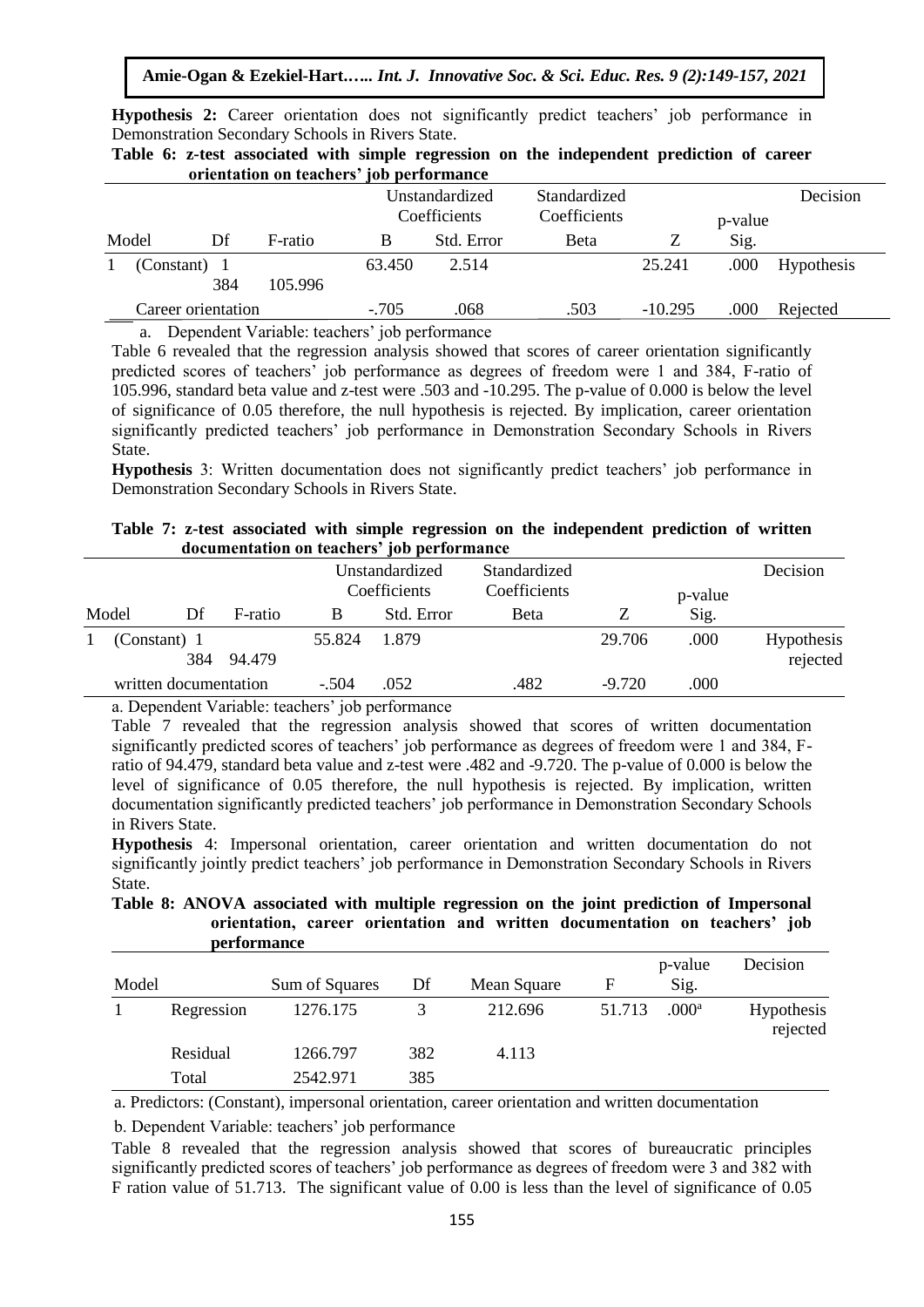**Hypothesis 2:** Career orientation does not significantly predict teachers' job performance in Demonstration Secondary Schools in Rivers State.

**Table 6: z-test associated with simple regression on the independent prediction of career orientation on teachers' job performance**

| | | | Unstandardized Coefficients | | Standardized Coefficients | | p-value | Decision |
|---|---|---|---|---|---|---|---|---|
| Model | Df | F-ratio | B | Std. Error | Beta | Z | Sig. | |
| 1 (Constant) | 1 | | 63.450 | 2.514 | | 25.241 | .000 | Hypothesis |
| | 384 | 105.996 | | | | | | |
| Career orientation | | | -.705 | .068 | .503 | -10.295 | .000 | Rejected |

a. Dependent Variable: teachers' job performance

Table 6 revealed that the regression analysis showed that scores of career orientation significantly predicted scores of teachers' job performance as degrees of freedom were 1 and 384, F-ratio of 105.996, standard beta value and z-test were .503 and -10.295. The p-value of 0.000 is below the level of significance of 0.05 therefore, the null hypothesis is rejected. By implication, career orientation significantly predicted teachers' job performance in Demonstration Secondary Schools in Rivers State.

**Hypothesis** 3: Written documentation does not significantly predict teachers' job performance in Demonstration Secondary Schools in Rivers State.

**Table 7: z-test associated with simple regression on the independent prediction of written documentation on teachers' job performance**

| | | | Unstandardized Coefficients | | Standardized Coefficients | | p-value | Decision |
|---|---|---|---|---|---|---|---|---|
| Model | Df | F-ratio | B | Std. Error | Beta | Z | Sig. | |
| 1 (Constant) | 1 | | 55.824 | 1.879 | | 29.706 | .000 | Hypothesis rejected |
| | 384 | 94.479 | | | | | | |
| written documentation | | | -.504 | .052 | .482 | -9.720 | .000 | |

a. Dependent Variable: teachers' job performance

Table 7 revealed that the regression analysis showed that scores of written documentation significantly predicted scores of teachers' job performance as degrees of freedom were 1 and 384, F-ratio of 94.479, standard beta value and z-test were .482 and -9.720. The p-value of 0.000 is below the level of significance of 0.05 therefore, the null hypothesis is rejected. By implication, written documentation significantly predicted teachers' job performance in Demonstration Secondary Schools in Rivers State.

**Hypothesis** 4: Impersonal orientation, career orientation and written documentation do not significantly jointly predict teachers' job performance in Demonstration Secondary Schools in Rivers State.

**Table 8: ANOVA associated with multiple regression on the joint prediction of Impersonal orientation, career orientation and written documentation on teachers' job performance**

| Model | | Sum of Squares | Df | Mean Square | F | p-value Sig. | Decision |
|---|---|---|---|---|---|---|---|
| 1 | Regression | 1276.175 | 3 | 212.696 | 51.713 | .000[a] | Hypothesis rejected |
| | Residual | 1266.797 | 382 | 4.113 | | | |
| | Total | 2542.971 | 385 | | | | |

a. Predictors: (Constant), impersonal orientation, career orientation and written documentation

b. Dependent Variable: teachers' job performance

Table 8 revealed that the regression analysis showed that scores of bureaucratic principles significantly predicted scores of teachers' job performance as degrees of freedom were 3 and 382 with F ration value of 51.713. The significant value of 0.00 is less than the level of significance of 0.05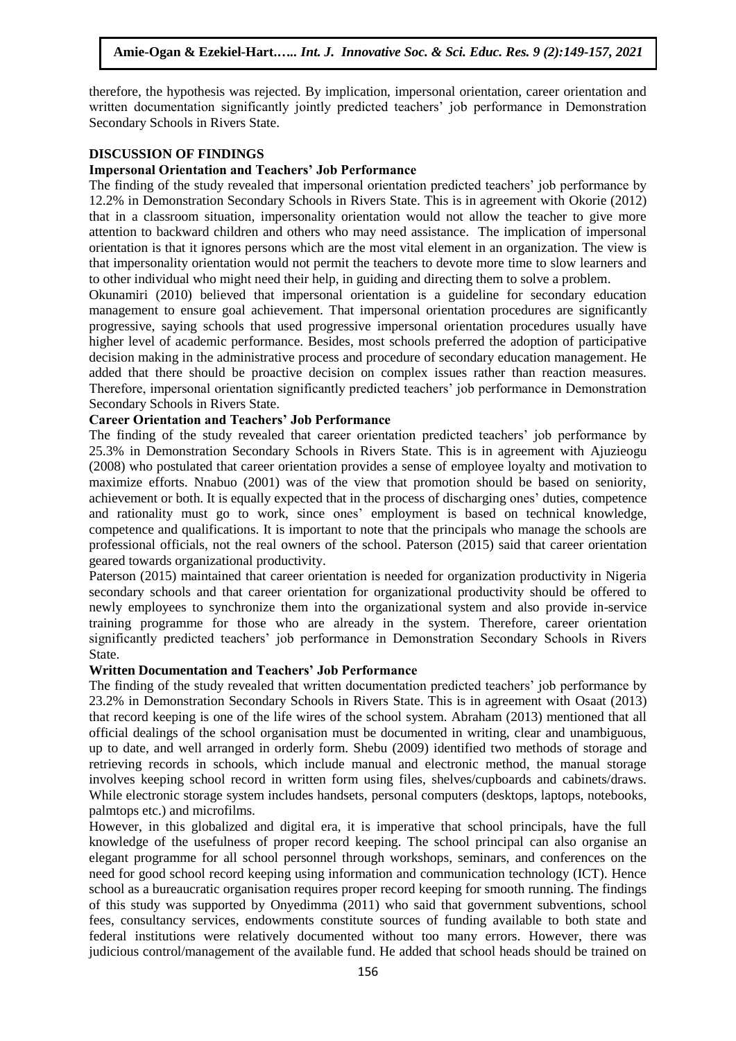therefore, the hypothesis was rejected. By implication, impersonal orientation, career orientation and written documentation significantly jointly predicted teachers' job performance in Demonstration Secondary Schools in Rivers State.

## DISCUSSION OF FINDINGS

### Impersonal Orientation and Teachers' Job Performance

The finding of the study revealed that impersonal orientation predicted teachers' job performance by 12.2% in Demonstration Secondary Schools in Rivers State. This is in agreement with Okorie (2012) that in a classroom situation, impersonality orientation would not allow the teacher to give more attention to backward children and others who may need assistance. The implication of impersonal orientation is that it ignores persons which are the most vital element in an organization. The view is that impersonality orientation would not permit the teachers to devote more time to slow learners and to other individual who might need their help, in guiding and directing them to solve a problem.

Okunamiri (2010) believed that impersonal orientation is a guideline for secondary education management to ensure goal achievement. That impersonal orientation procedures are significantly progressive, saying schools that used progressive impersonal orientation procedures usually have higher level of academic performance. Besides, most schools preferred the adoption of participative decision making in the administrative process and procedure of secondary education management. He added that there should be proactive decision on complex issues rather than reaction measures. Therefore, impersonal orientation significantly predicted teachers' job performance in Demonstration Secondary Schools in Rivers State.

### Career Orientation and Teachers' Job Performance

The finding of the study revealed that career orientation predicted teachers' job performance by 25.3% in Demonstration Secondary Schools in Rivers State. This is in agreement with Ajuzieogu (2008) who postulated that career orientation provides a sense of employee loyalty and motivation to maximize efforts. Nnabuo (2001) was of the view that promotion should be based on seniority, achievement or both. It is equally expected that in the process of discharging ones' duties, competence and rationality must go to work, since ones' employment is based on technical knowledge, competence and qualifications. It is important to note that the principals who manage the schools are professional officials, not the real owners of the school. Paterson (2015) said that career orientation geared towards organizational productivity.

Paterson (2015) maintained that career orientation is needed for organization productivity in Nigeria secondary schools and that career orientation for organizational productivity should be offered to newly employees to synchronize them into the organizational system and also provide in-service training programme for those who are already in the system. Therefore, career orientation significantly predicted teachers' job performance in Demonstration Secondary Schools in Rivers State.

### Written Documentation and Teachers' Job Performance

The finding of the study revealed that written documentation predicted teachers' job performance by 23.2% in Demonstration Secondary Schools in Rivers State. This is in agreement with Osaat (2013) that record keeping is one of the life wires of the school system. Abraham (2013) mentioned that all official dealings of the school organisation must be documented in writing, clear and unambiguous, up to date, and well arranged in orderly form. Shebu (2009) identified two methods of storage and retrieving records in schools, which include manual and electronic method, the manual storage involves keeping school record in written form using files, shelves/cupboards and cabinets/draws. While electronic storage system includes handsets, personal computers (desktops, laptops, notebooks, palmtops etc.) and microfilms.

However, in this globalized and digital era, it is imperative that school principals, have the full knowledge of the usefulness of proper record keeping. The school principal can also organise an elegant programme for all school personnel through workshops, seminars, and conferences on the need for good school record keeping using information and communication technology (ICT). Hence school as a bureaucratic organisation requires proper record keeping for smooth running. The findings of this study was supported by Onyedimma (2011) who said that government subventions, school fees, consultancy services, endowments constitute sources of funding available to both state and federal institutions were relatively documented without too many errors. However, there was judicious control/management of the available fund. He added that school heads should be trained on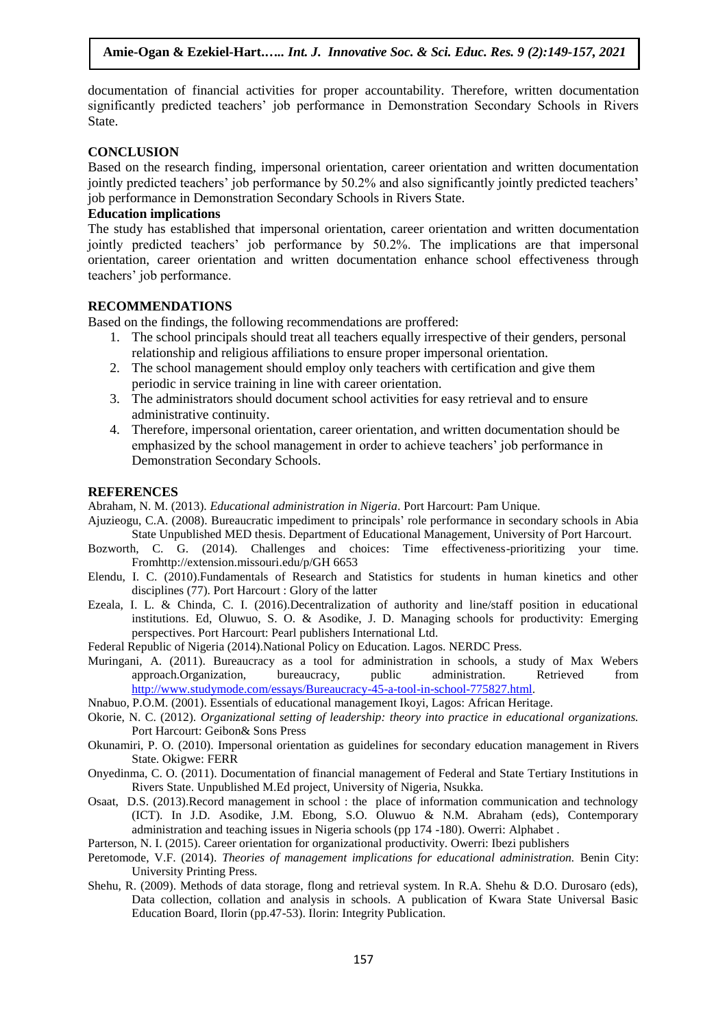documentation of financial activities for proper accountability. Therefore, written documentation significantly predicted teachers' job performance in Demonstration Secondary Schools in Rivers State.

## CONCLUSION

Based on the research finding, impersonal orientation, career orientation and written documentation jointly predicted teachers' job performance by 50.2% and also significantly jointly predicted teachers' job performance in Demonstration Secondary Schools in Rivers State.

### Education implications

The study has established that impersonal orientation, career orientation and written documentation jointly predicted teachers' job performance by 50.2%. The implications are that impersonal orientation, career orientation and written documentation enhance school effectiveness through teachers' job performance.

## RECOMMENDATIONS

Based on the findings, the following recommendations are proffered:

1. The school principals should treat all teachers equally irrespective of their genders, personal relationship and religious affiliations to ensure proper impersonal orientation.
2. The school management should employ only teachers with certification and give them periodic in service training in line with career orientation.
3. The administrators should document school activities for easy retrieval and to ensure administrative continuity.
4. Therefore, impersonal orientation, career orientation, and written documentation should be emphasized by the school management in order to achieve teachers' job performance in Demonstration Secondary Schools.

## REFERENCES

Abraham, N. M. (2013). *Educational administration in Nigeria*. Port Harcourt: Pam Unique.

Ajuzieogu, C.A. (2008). Bureaucratic impediment to principals' role performance in secondary schools in Abia State Unpublished MED thesis. Department of Educational Management, University of Port Harcourt.

Bozworth, C. G. (2014). Challenges and choices: Time effectiveness-prioritizing your time. Fromhttp://extension.missouri.edu/p/GH 6653

Elendu, I. C. (2010).Fundamentals of Research and Statistics for students in human kinetics and other disciplines (77). Port Harcourt : Glory of the latter

Ezeala, I. L. & Chinda, C. I. (2016).Decentralization of authority and line/staff position in educational institutions. Ed, Oluwuo, S. O. & Asodike, J. D. Managing schools for productivity: Emerging perspectives. Port Harcourt: Pearl publishers International Ltd.

Federal Republic of Nigeria (2014).National Policy on Education. Lagos. NERDC Press.

Muringani, A. (2011). Bureaucracy as a tool for administration in schools, a study of Max Webers approach.Organization, bureaucracy, public administration. Retrieved from http://www.studymode.com/essays/Bureaucracy-45-a-tool-in-school-775827.html.

Nnabuo, P.O.M. (2001). Essentials of educational management Ikoyi, Lagos: African Heritage.

Okorie, N. C. (2012). *Organizational setting of leadership: theory into practice in educational organizations.* Port Harcourt: Geibon& Sons Press

Okunamiri, P. O. (2010). Impersonal orientation as guidelines for secondary education management in Rivers State. Okigwe: FERR

Onyedinma, C. O. (2011). Documentation of financial management of Federal and State Tertiary Institutions in Rivers State. Unpublished M.Ed project, University of Nigeria, Nsukka.

Osaat, D.S. (2013).Record management in school : the place of information communication and technology (ICT). In J.D. Asodike, J.M. Ebong, S.O. Oluwuo & N.M. Abraham (eds), Contemporary administration and teaching issues in Nigeria schools (pp 174 -180). Owerri: Alphabet .

Parterson, N. I. (2015). Career orientation for organizational productivity. Owerri: Ibezi publishers

Peretomode, V.F. (2014). *Theories of management implications for educational administration.* Benin City: University Printing Press.

Shehu, R. (2009). Methods of data storage, flong and retrieval system. In R.A. Shehu & D.O. Durosaro (eds), Data collection, collation and analysis in schools. A publication of Kwara State Universal Basic Education Board, Ilorin (pp.47-53). Ilorin: Integrity Publication.